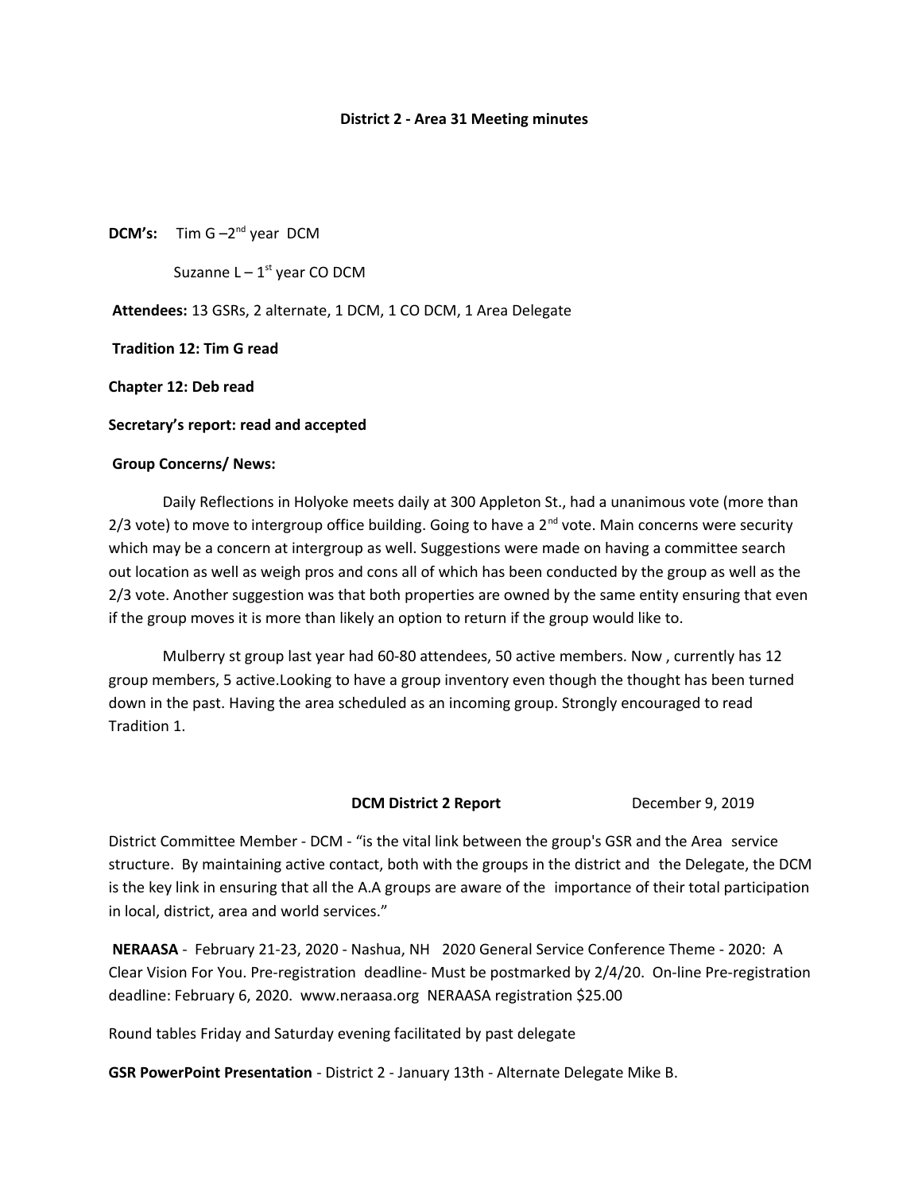**District 2 - Area 31 Meeting minutes**

**DCM's:** Tim G –2nd year DCM

Suzanne L – 1st year CO DCM

**Attendees:** 13 GSRs, 2 alternate, 1 DCM, 1 CO DCM, 1 Area Delegate

**Tradition 12: Tim G read**

**Chapter 12: Deb read**

**Secretary's report: read and accepted**

**Group Concerns/ News:**

Daily Reflections in Holyoke meets daily at 300 Appleton St., had a unanimous vote (more than 2/3 vote) to move to intergroup office building. Going to have a 2nd vote. Main concerns were security which may be a concern at intergroup as well. Suggestions were made on having a committee search out location as well as weigh pros and cons all of which has been conducted by the group as well as the 2/3 vote. Another suggestion was that both properties are owned by the same entity ensuring that even if the group moves it is more than likely an option to return if the group would like to.

Mulberry st group last year had 60-80 attendees, 50 active members. Now , currently has 12 group members, 5 active.Looking to have a group inventory even though the thought has been turned down in the past. Having the area scheduled as an incoming group. Strongly encouraged to read Tradition 1.

**DCM District 2 Report** December 9, 2019

District Committee Member - DCM - "is the vital link between the group's GSR and the Area service structure. By maintaining active contact, both with the groups in the district and the Delegate, the DCM is the key link in ensuring that all the A.A groups are aware of the importance of their total participation in local, district, area and world services."

**NERAASA** - February 21-23, 2020 - Nashua, NH 2020 General Service Conference Theme - 2020: A Clear Vision For You. Pre-registration deadline- Must be postmarked by 2/4/20. On-line Pre-registration deadline: February 6, 2020. www.neraasa.org NERAASA registration $25.00

Round tables Friday and Saturday evening facilitated by past delegate

**GSR PowerPoint Presentation** - District 2 - January 13th - Alternate Delegate Mike B.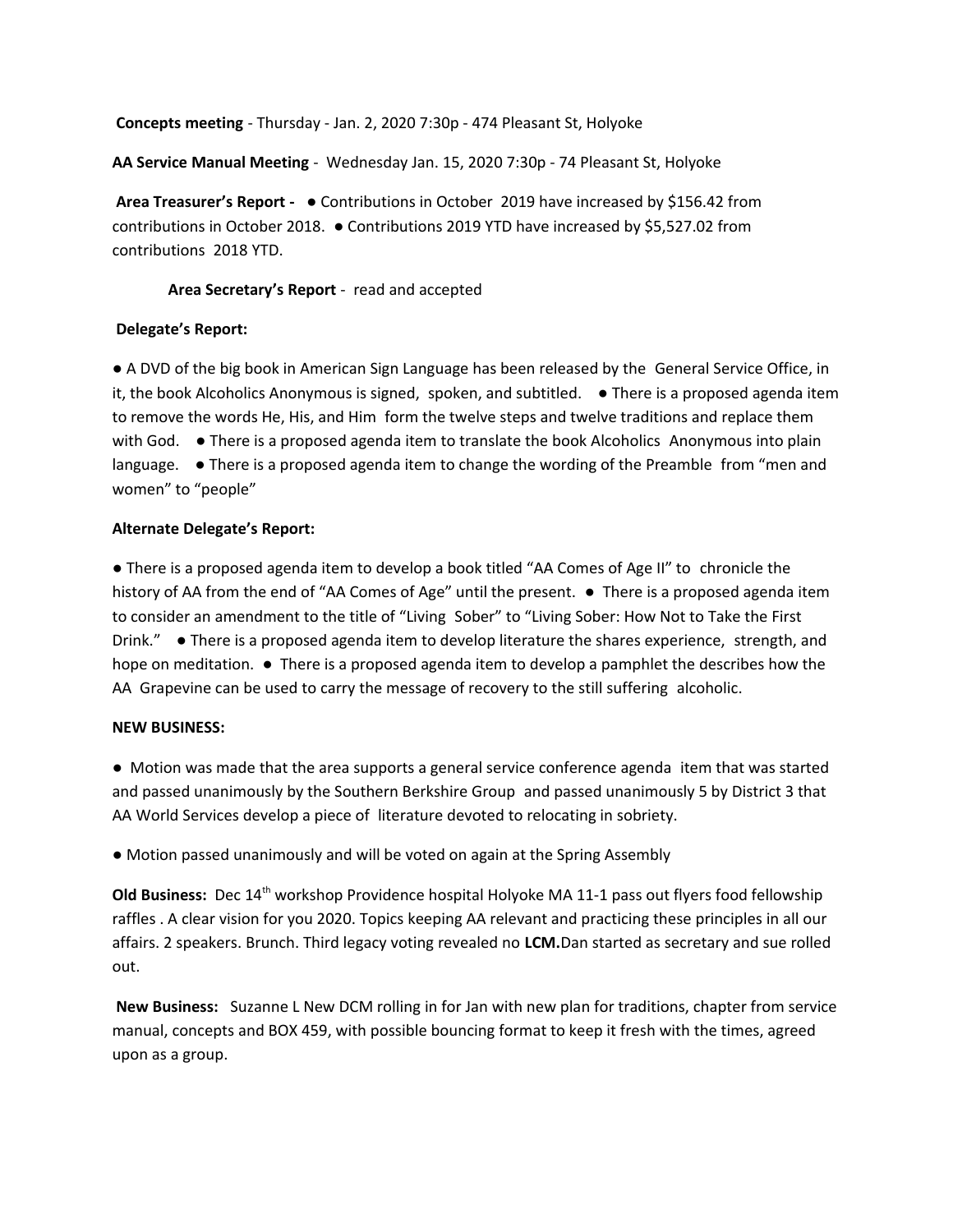**Concepts meeting** - Thursday - Jan. 2, 2020 7:30p - 474 Pleasant St, Holyoke

**AA Service Manual Meeting** - Wednesday Jan. 15, 2020 7:30p - 74 Pleasant St, Holyoke

**Area Treasurer's Report -** ● Contributions in October 2019 have increased by $156.42 from contributions in October 2018. ● Contributions 2019 YTD have increased by $5,527.02 from contributions 2018 YTD.

**Area Secretary's Report** - read and accepted

**Delegate's Report:**

● A DVD of the big book in American Sign Language has been released by the General Service Office, in it, the book Alcoholics Anonymous is signed, spoken, and subtitled. ● There is a proposed agenda item to remove the words He, His, and Him form the twelve steps and twelve traditions and replace them with God. ● There is a proposed agenda item to translate the book Alcoholics Anonymous into plain language. ● There is a proposed agenda item to change the wording of the Preamble from "men and women" to "people"

**Alternate Delegate's Report:**

● There is a proposed agenda item to develop a book titled "AA Comes of Age II" to chronicle the history of AA from the end of "AA Comes of Age" until the present. ● There is a proposed agenda item to consider an amendment to the title of "Living Sober" to "Living Sober: How Not to Take the First Drink." ● There is a proposed agenda item to develop literature the shares experience, strength, and hope on meditation. ● There is a proposed agenda item to develop a pamphlet the describes how the AA Grapevine can be used to carry the message of recovery to the still suffering alcoholic.

**NEW BUSINESS:**

● Motion was made that the area supports a general service conference agenda item that was started and passed unanimously by the Southern Berkshire Group and passed unanimously 5 by District 3 that AA World Services develop a piece of literature devoted to relocating in sobriety.

● Motion passed unanimously and will be voted on again at the Spring Assembly

**Old Business:** Dec 14th workshop Providence hospital Holyoke MA 11-1 pass out flyers food fellowship raffles . A clear vision for you 2020. Topics keeping AA relevant and practicing these principles in all our affairs. 2 speakers. Brunch. Third legacy voting revealed no **LCM.**Dan started as secretary and sue rolled out.

**New Business:** Suzanne L New DCM rolling in for Jan with new plan for traditions, chapter from service manual, concepts and BOX 459, with possible bouncing format to keep it fresh with the times, agreed upon as a group.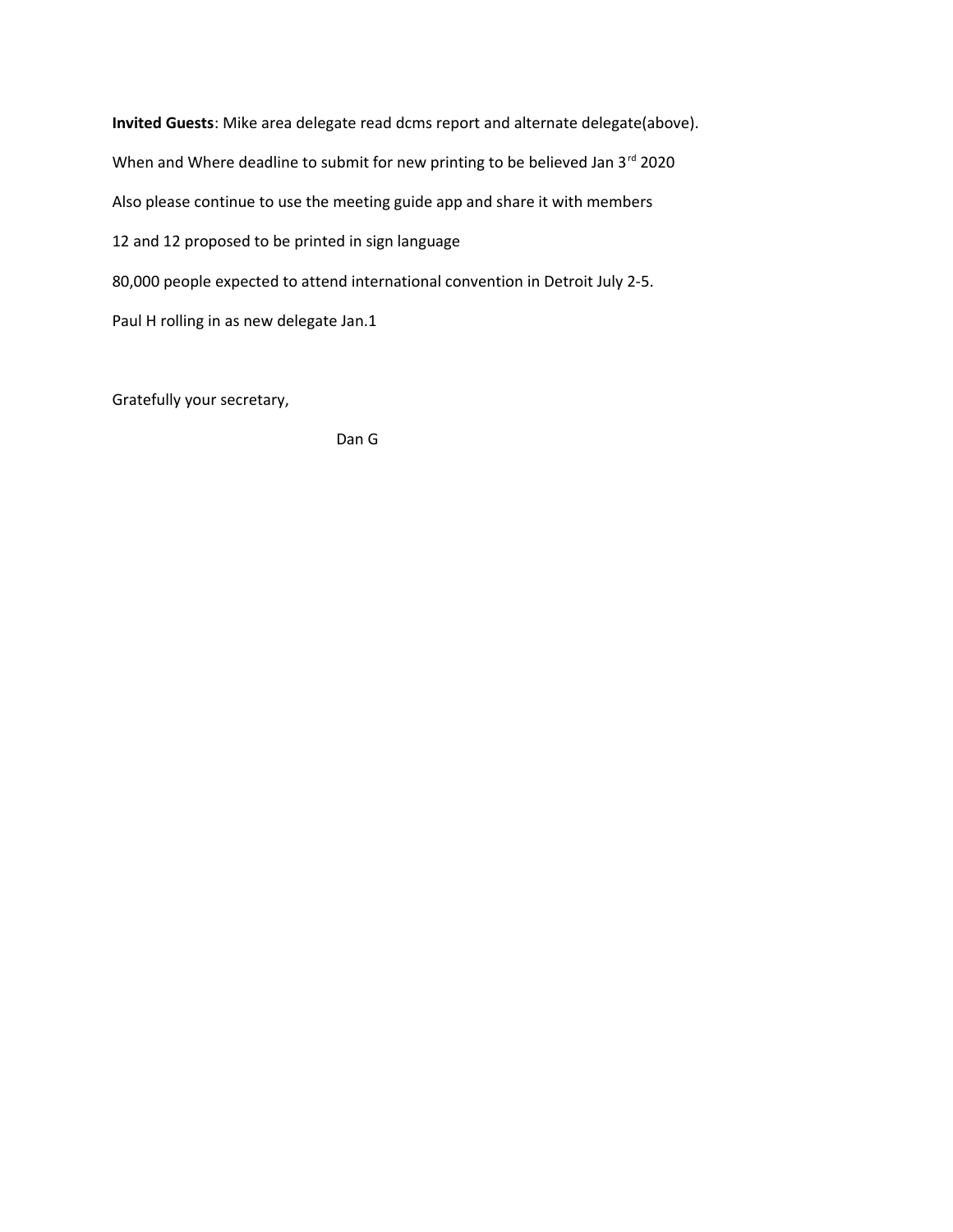**Invited Guests**: Mike area delegate read dcms report and alternate delegate(above).

When and Where deadline to submit for new printing to be believed Jan 3rd 2020

Also please continue to use the meeting guide app and share it with members

12 and 12 proposed to be printed in sign language

80,000 people expected to attend international convention in Detroit July 2-5.

Paul H rolling in as new delegate Jan.1

Gratefully your secretary,

Dan G